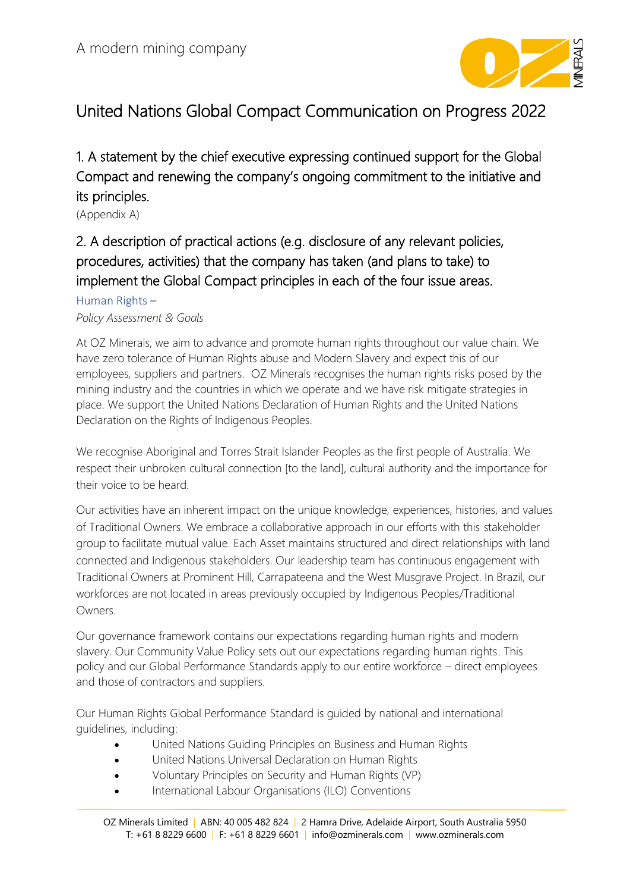A modern mining company

# United Nations Global Compact Communication on Progress 2022

## 1. A statement by the chief executive expressing continued support for the Global Compact and renewing the company's ongoing commitment to the initiative and its principles.

(Appendix A)

## 2. A description of practical actions (e.g. disclosure of any relevant policies, procedures, activities) that the company has taken (and plans to take) to implement the Global Compact principles in each of the four issue areas.

### Human Rights –

*Policy Assessment & Goals*

At OZ Minerals, we aim to advance and promote human rights throughout our value chain. We have zero tolerance of Human Rights abuse and Modern Slavery and expect this of our employees, suppliers and partners. OZ Minerals recognises the human rights risks posed by the mining industry and the countries in which we operate and we have risk mitigate strategies in place. We support the United Nations Declaration of Human Rights and the United Nations Declaration on the Rights of Indigenous Peoples.

We recognise Aboriginal and Torres Strait Islander Peoples as the first people of Australia. We respect their unbroken cultural connection [to the land], cultural authority and the importance for their voice to be heard.

Our activities have an inherent impact on the unique knowledge, experiences, histories, and values of Traditional Owners. We embrace a collaborative approach in our efforts with this stakeholder group to facilitate mutual value. Each Asset maintains structured and direct relationships with land connected and Indigenous stakeholders. Our leadership team has continuous engagement with Traditional Owners at Prominent Hill, Carrapateena and the West Musgrave Project. In Brazil, our workforces are not located in areas previously occupied by Indigenous Peoples/Traditional Owners.

Our governance framework contains our expectations regarding human rights and modern slavery. Our Community Value Policy sets out our expectations regarding human rights. This policy and our Global Performance Standards apply to our entire workforce – direct employees and those of contractors and suppliers.

Our Human Rights Global Performance Standard is guided by national and international guidelines, including:

- United Nations Guiding Principles on Business and Human Rights
- United Nations Universal Declaration on Human Rights
- Voluntary Principles on Security and Human Rights (VP)
- International Labour Organisations (ILO) Conventions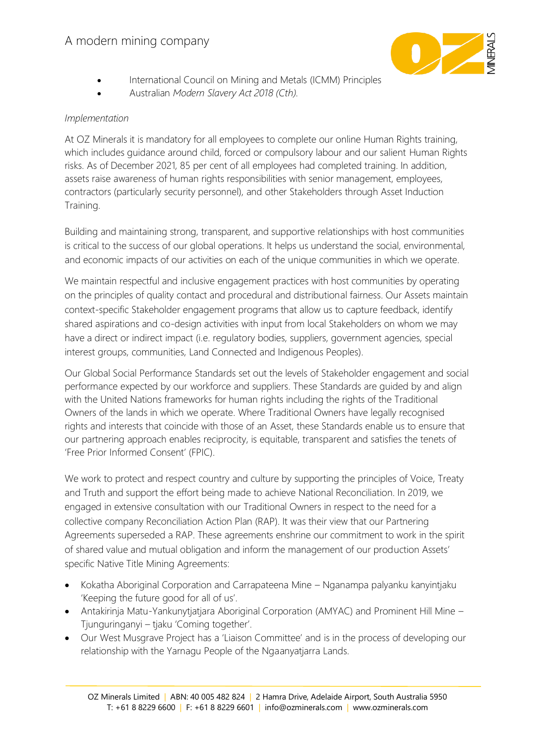- International Council on Mining and Metals (ICMM) Principles
- Australian *Modern Slavery Act 2018 (Cth).*

*Implementation*

At OZ Minerals it is mandatory for all employees to complete our online Human Rights training, which includes guidance around child, forced or compulsory labour and our salient Human Rights risks. As of December 2021, 85 per cent of all employees had completed training. In addition, assets raise awareness of human rights responsibilities with senior management, employees, contractors (particularly security personnel), and other Stakeholders through Asset Induction Training.

Building and maintaining strong, transparent, and supportive relationships with host communities is critical to the success of our global operations. It helps us understand the social, environmental, and economic impacts of our activities on each of the unique communities in which we operate.

We maintain respectful and inclusive engagement practices with host communities by operating on the principles of quality contact and procedural and distributional fairness. Our Assets maintain context-specific Stakeholder engagement programs that allow us to capture feedback, identify shared aspirations and co-design activities with input from local Stakeholders on whom we may have a direct or indirect impact (i.e. regulatory bodies, suppliers, government agencies, special interest groups, communities, Land Connected and Indigenous Peoples).

Our Global Social Performance Standards set out the levels of Stakeholder engagement and social performance expected by our workforce and suppliers. These Standards are guided by and align with the United Nations frameworks for human rights including the rights of the Traditional Owners of the lands in which we operate. Where Traditional Owners have legally recognised rights and interests that coincide with those of an Asset, these Standards enable us to ensure that our partnering approach enables reciprocity, is equitable, transparent and satisfies the tenets of 'Free Prior Informed Consent' (FPIC).

We work to protect and respect country and culture by supporting the principles of Voice, Treaty and Truth and support the effort being made to achieve National Reconciliation. In 2019, we engaged in extensive consultation with our Traditional Owners in respect to the need for a collective company Reconciliation Action Plan (RAP). It was their view that our Partnering Agreements superseded a RAP. These agreements enshrine our commitment to work in the spirit of shared value and mutual obligation and inform the management of our production Assets' specific Native Title Mining Agreements:

- Kokatha Aboriginal Corporation and Carrapateena Mine – Nganampa palyanku kanyintjaku 'Keeping the future good for all of us'.
- Antakirinja Matu-Yankunytjatjara Aboriginal Corporation (AMYAC) and Prominent Hill Mine – Tjunguringanyi – tjaku 'Coming together'.
- Our West Musgrave Project has a 'Liaison Committee' and is in the process of developing our relationship with the Yarnagu People of the Ngaanyatjarra Lands.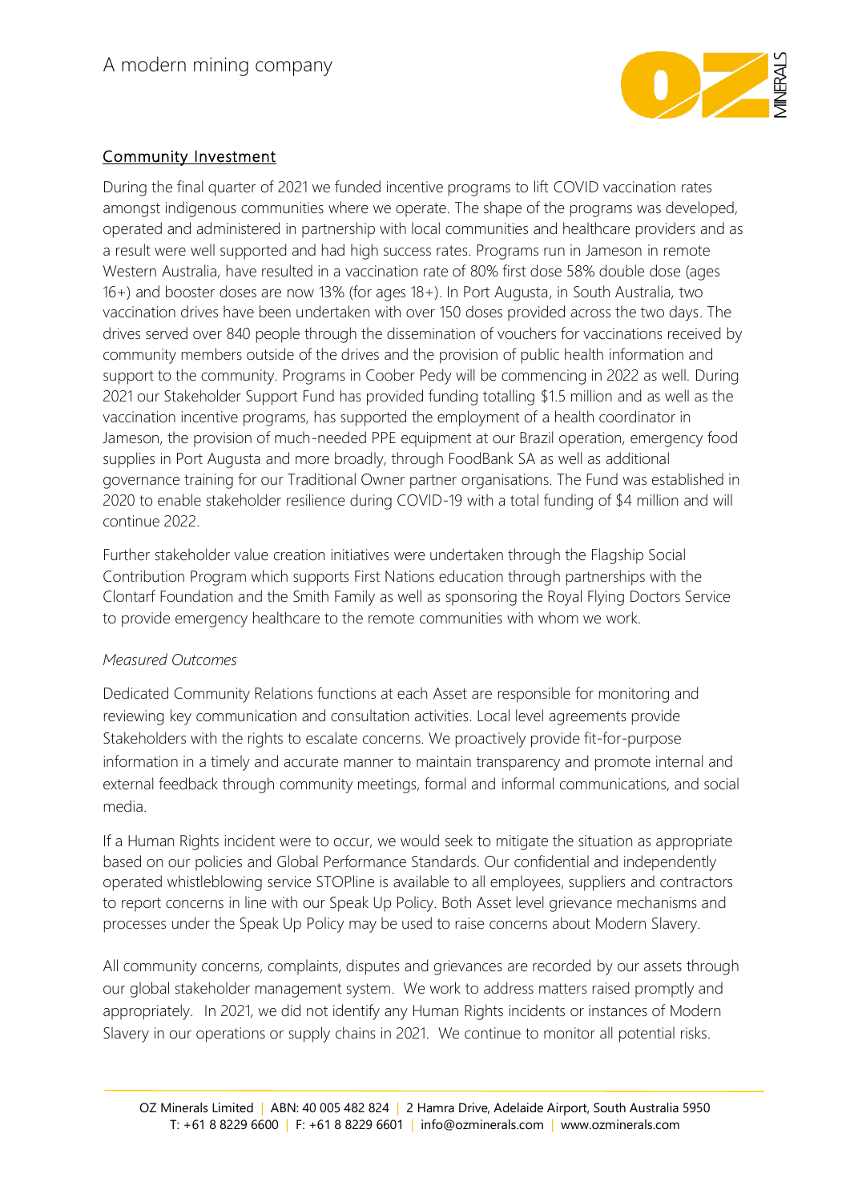## Community Investment

During the final quarter of 2021 we funded incentive programs to lift COVID vaccination rates amongst indigenous communities where we operate. The shape of the programs was developed, operated and administered in partnership with local communities and healthcare providers and as a result were well supported and had high success rates. Programs run in Jameson in remote Western Australia, have resulted in a vaccination rate of 80% first dose 58% double dose (ages 16+) and booster doses are now 13% (for ages 18+). In Port Augusta, in South Australia, two vaccination drives have been undertaken with over 150 doses provided across the two days. The drives served over 840 people through the dissemination of vouchers for vaccinations received by community members outside of the drives and the provision of public health information and support to the community. Programs in Coober Pedy will be commencing in 2022 as well. During 2021 our Stakeholder Support Fund has provided funding totalling $1.5 million and as well as the vaccination incentive programs, has supported the employment of a health coordinator in Jameson, the provision of much-needed PPE equipment at our Brazil operation, emergency food supplies in Port Augusta and more broadly, through FoodBank SA as well as additional governance training for our Traditional Owner partner organisations. The Fund was established in 2020 to enable stakeholder resilience during COVID-19 with a total funding of $4 million and will continue 2022.

Further stakeholder value creation initiatives were undertaken through the Flagship Social Contribution Program which supports First Nations education through partnerships with the Clontarf Foundation and the Smith Family as well as sponsoring the Royal Flying Doctors Service to provide emergency healthcare to the remote communities with whom we work.

*Measured Outcomes*

Dedicated Community Relations functions at each Asset are responsible for monitoring and reviewing key communication and consultation activities. Local level agreements provide Stakeholders with the rights to escalate concerns. We proactively provide fit-for-purpose information in a timely and accurate manner to maintain transparency and promote internal and external feedback through community meetings, formal and informal communications, and social media.

If a Human Rights incident were to occur, we would seek to mitigate the situation as appropriate based on our policies and Global Performance Standards. Our confidential and independently operated whistleblowing service STOPline is available to all employees, suppliers and contractors to report concerns in line with our Speak Up Policy. Both Asset level grievance mechanisms and processes under the Speak Up Policy may be used to raise concerns about Modern Slavery.

All community concerns, complaints, disputes and grievances are recorded by our assets through our global stakeholder management system. We work to address matters raised promptly and appropriately. In 2021, we did not identify any Human Rights incidents or instances of Modern Slavery in our operations or supply chains in 2021. We continue to monitor all potential risks.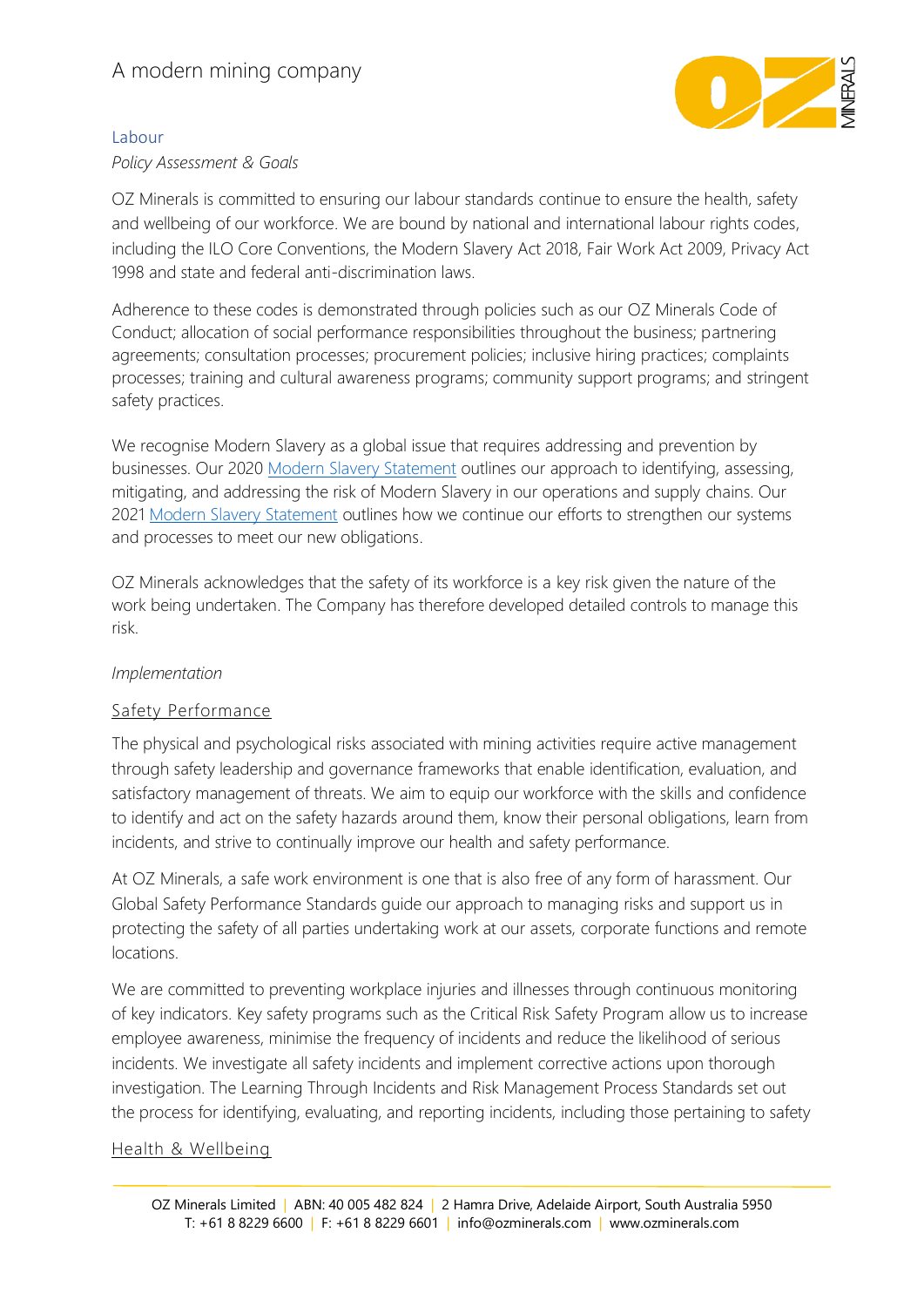## Labour

*Policy Assessment & Goals*

OZ Minerals is committed to ensuring our labour standards continue to ensure the health, safety and wellbeing of our workforce. We are bound by national and international labour rights codes, including the ILO Core Conventions, the Modern Slavery Act 2018, Fair Work Act 2009, Privacy Act 1998 and state and federal anti-discrimination laws.

Adherence to these codes is demonstrated through policies such as our OZ Minerals Code of Conduct; allocation of social performance responsibilities throughout the business; partnering agreements; consultation processes; procurement policies; inclusive hiring practices; complaints processes; training and cultural awareness programs; community support programs; and stringent safety practices.

We recognise Modern Slavery as a global issue that requires addressing and prevention by businesses. Our 2020 Modern Slavery Statement outlines our approach to identifying, assessing, mitigating, and addressing the risk of Modern Slavery in our operations and supply chains. Our 2021 Modern Slavery Statement outlines how we continue our efforts to strengthen our systems and processes to meet our new obligations.

OZ Minerals acknowledges that the safety of its workforce is a key risk given the nature of the work being undertaken. The Company has therefore developed detailed controls to manage this risk.

*Implementation*

### Safety Performance

The physical and psychological risks associated with mining activities require active management through safety leadership and governance frameworks that enable identification, evaluation, and satisfactory management of threats. We aim to equip our workforce with the skills and confidence to identify and act on the safety hazards around them, know their personal obligations, learn from incidents, and strive to continually improve our health and safety performance.

At OZ Minerals, a safe work environment is one that is also free of any form of harassment. Our Global Safety Performance Standards guide our approach to managing risks and support us in protecting the safety of all parties undertaking work at our assets, corporate functions and remote locations.

We are committed to preventing workplace injuries and illnesses through continuous monitoring of key indicators. Key safety programs such as the Critical Risk Safety Program allow us to increase employee awareness, minimise the frequency of incidents and reduce the likelihood of serious incidents. We investigate all safety incidents and implement corrective actions upon thorough investigation. The Learning Through Incidents and Risk Management Process Standards set out the process for identifying, evaluating, and reporting incidents, including those pertaining to safety

### Health & Wellbeing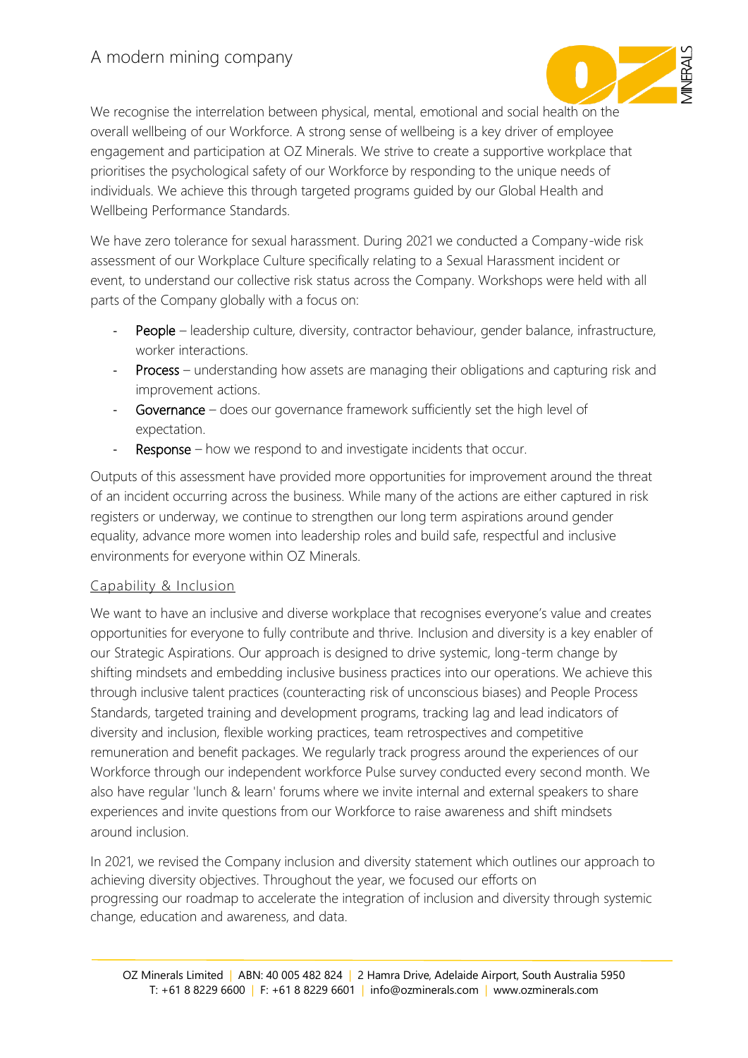We recognise the interrelation between physical, mental, emotional and social health on the overall wellbeing of our Workforce. A strong sense of wellbeing is a key driver of employee engagement and participation at OZ Minerals. We strive to create a supportive workplace that prioritises the psychological safety of our Workforce by responding to the unique needs of individuals. We achieve this through targeted programs guided by our Global Health and Wellbeing Performance Standards.

We have zero tolerance for sexual harassment. During 2021 we conducted a Company-wide risk assessment of our Workplace Culture specifically relating to a Sexual Harassment incident or event, to understand our collective risk status across the Company. Workshops were held with all parts of the Company globally with a focus on:

- People – leadership culture, diversity, contractor behaviour, gender balance, infrastructure, worker interactions.
- Process – understanding how assets are managing their obligations and capturing risk and improvement actions.
- Governance – does our governance framework sufficiently set the high level of expectation.
- Response – how we respond to and investigate incidents that occur.

Outputs of this assessment have provided more opportunities for improvement around the threat of an incident occurring across the business. While many of the actions are either captured in risk registers or underway, we continue to strengthen our long term aspirations around gender equality, advance more women into leadership roles and build safe, respectful and inclusive environments for everyone within OZ Minerals.

## Capability & Inclusion

We want to have an inclusive and diverse workplace that recognises everyone's value and creates opportunities for everyone to fully contribute and thrive. Inclusion and diversity is a key enabler of our Strategic Aspirations. Our approach is designed to drive systemic, long-term change by shifting mindsets and embedding inclusive business practices into our operations. We achieve this through inclusive talent practices (counteracting risk of unconscious biases) and People Process Standards, targeted training and development programs, tracking lag and lead indicators of diversity and inclusion, flexible working practices, team retrospectives and competitive remuneration and benefit packages. We regularly track progress around the experiences of our Workforce through our independent workforce Pulse survey conducted every second month. We also have regular 'lunch & learn' forums where we invite internal and external speakers to share experiences and invite questions from our Workforce to raise awareness and shift mindsets around inclusion.

In 2021, we revised the Company inclusion and diversity statement which outlines our approach to achieving diversity objectives. Throughout the year, we focused our efforts on progressing our roadmap to accelerate the integration of inclusion and diversity through systemic change, education and awareness, and data.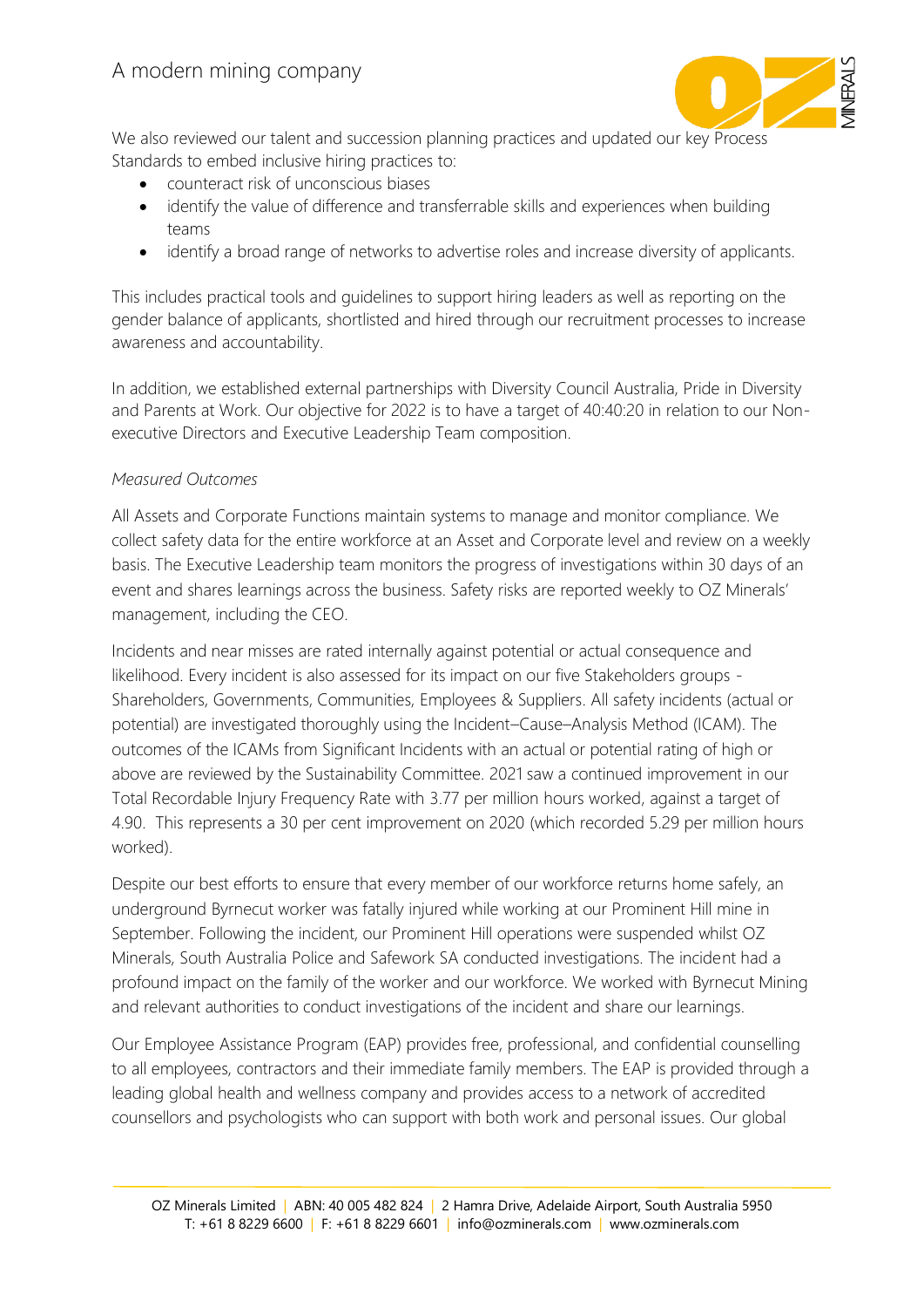We also reviewed our talent and succession planning practices and updated our key Process Standards to embed inclusive hiring practices to:

- counteract risk of unconscious biases
- identify the value of difference and transferrable skills and experiences when building teams
- identify a broad range of networks to advertise roles and increase diversity of applicants.

This includes practical tools and guidelines to support hiring leaders as well as reporting on the gender balance of applicants, shortlisted and hired through our recruitment processes to increase awareness and accountability.

In addition, we established external partnerships with Diversity Council Australia, Pride in Diversity and Parents at Work. Our objective for 2022 is to have a target of 40:40:20 in relation to our Non-executive Directors and Executive Leadership Team composition.

*Measured Outcomes*

All Assets and Corporate Functions maintain systems to manage and monitor compliance. We collect safety data for the entire workforce at an Asset and Corporate level and review on a weekly basis. The Executive Leadership team monitors the progress of investigations within 30 days of an event and shares learnings across the business. Safety risks are reported weekly to OZ Minerals' management, including the CEO.

Incidents and near misses are rated internally against potential or actual consequence and likelihood. Every incident is also assessed for its impact on our five Stakeholders groups - Shareholders, Governments, Communities, Employees & Suppliers. All safety incidents (actual or potential) are investigated thoroughly using the Incident–Cause–Analysis Method (ICAM). The outcomes of the ICAMs from Significant Incidents with an actual or potential rating of high or above are reviewed by the Sustainability Committee. 2021 saw a continued improvement in our Total Recordable Injury Frequency Rate with 3.77 per million hours worked, against a target of 4.90. This represents a 30 per cent improvement on 2020 (which recorded 5.29 per million hours worked).

Despite our best efforts to ensure that every member of our workforce returns home safely, an underground Byrnecut worker was fatally injured while working at our Prominent Hill mine in September. Following the incident, our Prominent Hill operations were suspended whilst OZ Minerals, South Australia Police and Safework SA conducted investigations. The incident had a profound impact on the family of the worker and our workforce. We worked with Byrnecut Mining and relevant authorities to conduct investigations of the incident and share our learnings.

Our Employee Assistance Program (EAP) provides free, professional, and confidential counselling to all employees, contractors and their immediate family members. The EAP is provided through a leading global health and wellness company and provides access to a network of accredited counsellors and psychologists who can support with both work and personal issues. Our global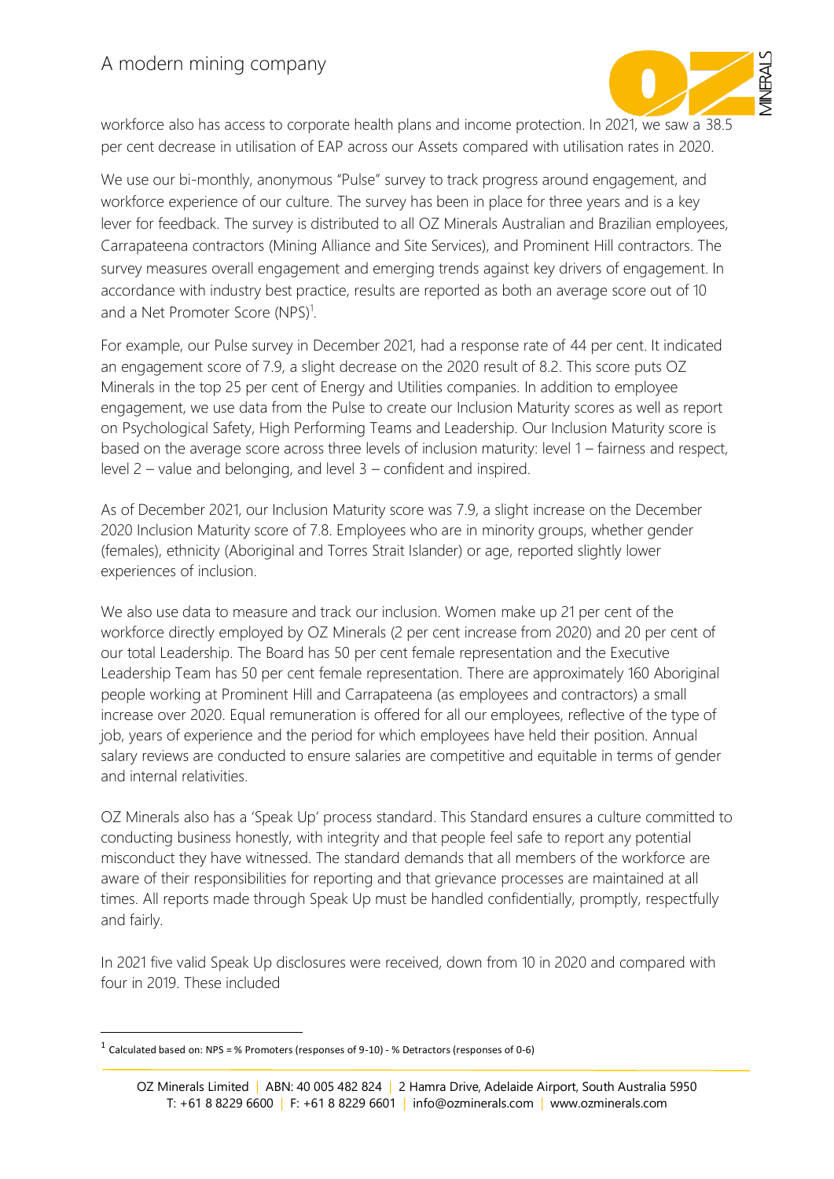workforce also has access to corporate health plans and income protection. In 2021, we saw a 38.5 per cent decrease in utilisation of EAP across our Assets compared with utilisation rates in 2020.

We use our bi-monthly, anonymous "Pulse" survey to track progress around engagement, and workforce experience of our culture. The survey has been in place for three years and is a key lever for feedback. The survey is distributed to all OZ Minerals Australian and Brazilian employees, Carrapateena contractors (Mining Alliance and Site Services), and Prominent Hill contractors. The survey measures overall engagement and emerging trends against key drivers of engagement. In accordance with industry best practice, results are reported as both an average score out of 10 and a Net Promoter Score (NPS)[1].

For example, our Pulse survey in December 2021, had a response rate of 44 per cent. It indicated an engagement score of 7.9, a slight decrease on the 2020 result of 8.2. This score puts OZ Minerals in the top 25 per cent of Energy and Utilities companies. In addition to employee engagement, we use data from the Pulse to create our Inclusion Maturity scores as well as report on Psychological Safety, High Performing Teams and Leadership. Our Inclusion Maturity score is based on the average score across three levels of inclusion maturity: level 1 – fairness and respect, level 2 – value and belonging, and level 3 – confident and inspired.

As of December 2021, our Inclusion Maturity score was 7.9, a slight increase on the December 2020 Inclusion Maturity score of 7.8. Employees who are in minority groups, whether gender (females), ethnicity (Aboriginal and Torres Strait Islander) or age, reported slightly lower experiences of inclusion.

We also use data to measure and track our inclusion. Women make up 21 per cent of the workforce directly employed by OZ Minerals (2 per cent increase from 2020) and 20 per cent of our total Leadership. The Board has 50 per cent female representation and the Executive Leadership Team has 50 per cent female representation. There are approximately 160 Aboriginal people working at Prominent Hill and Carrapateena (as employees and contractors) a small increase over 2020. Equal remuneration is offered for all our employees, reflective of the type of job, years of experience and the period for which employees have held their position. Annual salary reviews are conducted to ensure salaries are competitive and equitable in terms of gender and internal relativities.

OZ Minerals also has a 'Speak Up' process standard. This Standard ensures a culture committed to conducting business honestly, with integrity and that people feel safe to report any potential misconduct they have witnessed. The standard demands that all members of the workforce are aware of their responsibilities for reporting and that grievance processes are maintained at all times. All reports made through Speak Up must be handled confidentially, promptly, respectfully and fairly.

In 2021 five valid Speak Up disclosures were received, down from 10 in 2020 and compared with four in 2019. These included

[1] Calculated based on: NPS = % Promoters (responses of 9-10) - % Detractors (responses of 0-6)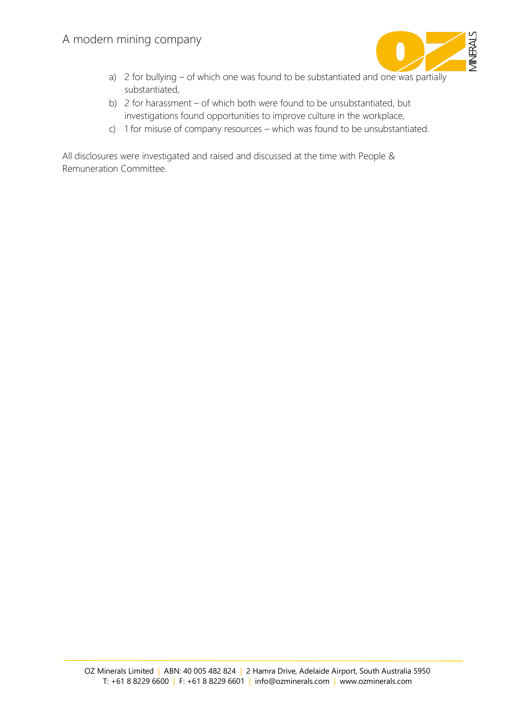a) 2 for bullying – of which one was found to be substantiated and one was partially substantiated,
b) 2 for harassment – of which both were found to be unsubstantiated, but investigations found opportunities to improve culture in the workplace,
c) 1 for misuse of company resources – which was found to be unsubstantiated.

All disclosures were investigated and raised and discussed at the time with People & Remuneration Committee.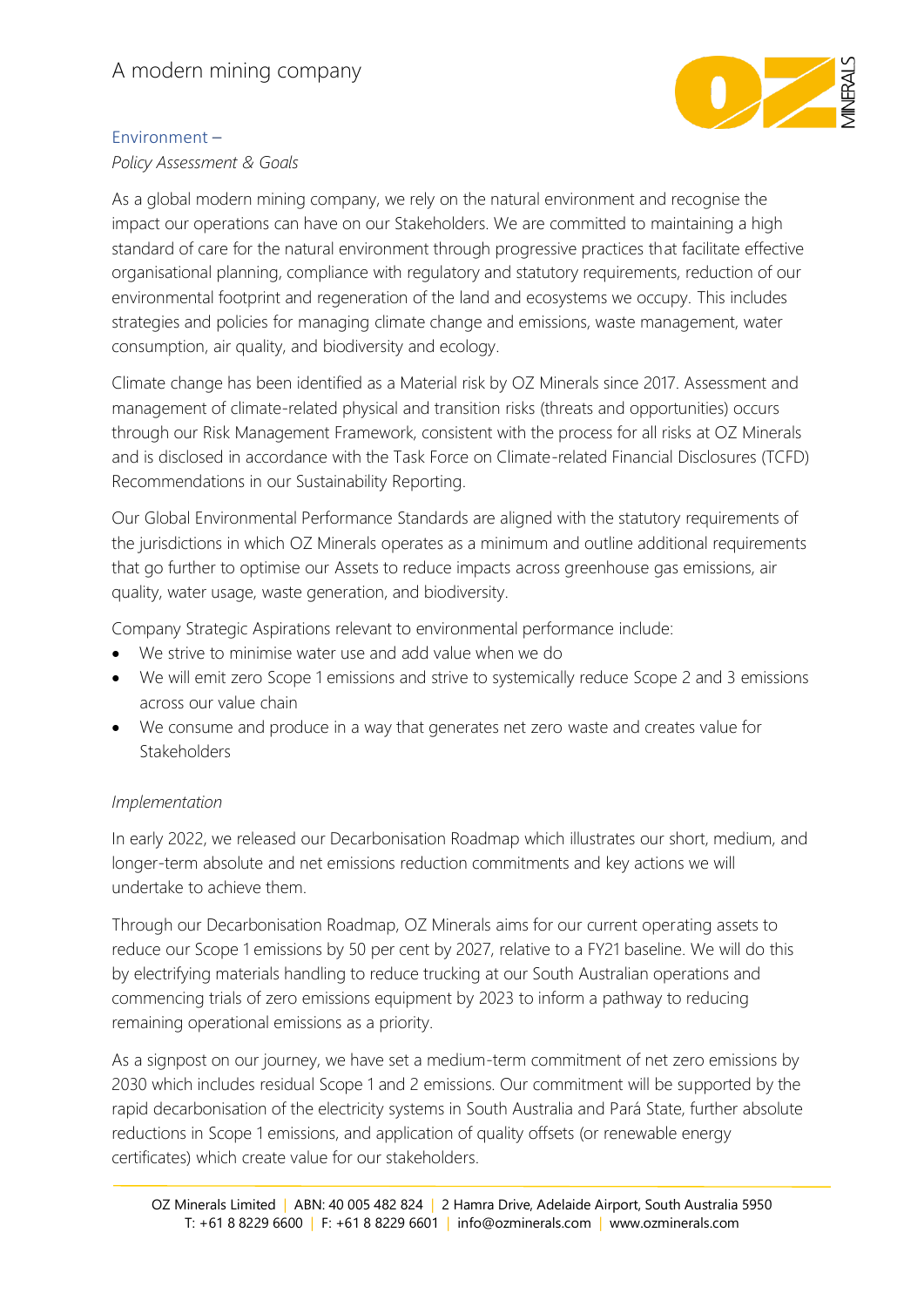### Environment –

*Policy Assessment & Goals*

As a global modern mining company, we rely on the natural environment and recognise the impact our operations can have on our Stakeholders. We are committed to maintaining a high standard of care for the natural environment through progressive practices that facilitate effective organisational planning, compliance with regulatory and statutory requirements, reduction of our environmental footprint and regeneration of the land and ecosystems we occupy. This includes strategies and policies for managing climate change and emissions, waste management, water consumption, air quality, and biodiversity and ecology.

Climate change has been identified as a Material risk by OZ Minerals since 2017. Assessment and management of climate-related physical and transition risks (threats and opportunities) occurs through our Risk Management Framework, consistent with the process for all risks at OZ Minerals and is disclosed in accordance with the Task Force on Climate-related Financial Disclosures (TCFD) Recommendations in our Sustainability Reporting.

Our Global Environmental Performance Standards are aligned with the statutory requirements of the jurisdictions in which OZ Minerals operates as a minimum and outline additional requirements that go further to optimise our Assets to reduce impacts across greenhouse gas emissions, air quality, water usage, waste generation, and biodiversity.

Company Strategic Aspirations relevant to environmental performance include:

- We strive to minimise water use and add value when we do
- We will emit zero Scope 1 emissions and strive to systemically reduce Scope 2 and 3 emissions across our value chain
- We consume and produce in a way that generates net zero waste and creates value for Stakeholders

*Implementation*

In early 2022, we released our Decarbonisation Roadmap which illustrates our short, medium, and longer-term absolute and net emissions reduction commitments and key actions we will undertake to achieve them.

Through our Decarbonisation Roadmap, OZ Minerals aims for our current operating assets to reduce our Scope 1 emissions by 50 per cent by 2027, relative to a FY21 baseline. We will do this by electrifying materials handling to reduce trucking at our South Australian operations and commencing trials of zero emissions equipment by 2023 to inform a pathway to reducing remaining operational emissions as a priority.

As a signpost on our journey, we have set a medium-term commitment of net zero emissions by 2030 which includes residual Scope 1 and 2 emissions. Our commitment will be supported by the rapid decarbonisation of the electricity systems in South Australia and Pará State, further absolute reductions in Scope 1 emissions, and application of quality offsets (or renewable energy certificates) which create value for our stakeholders.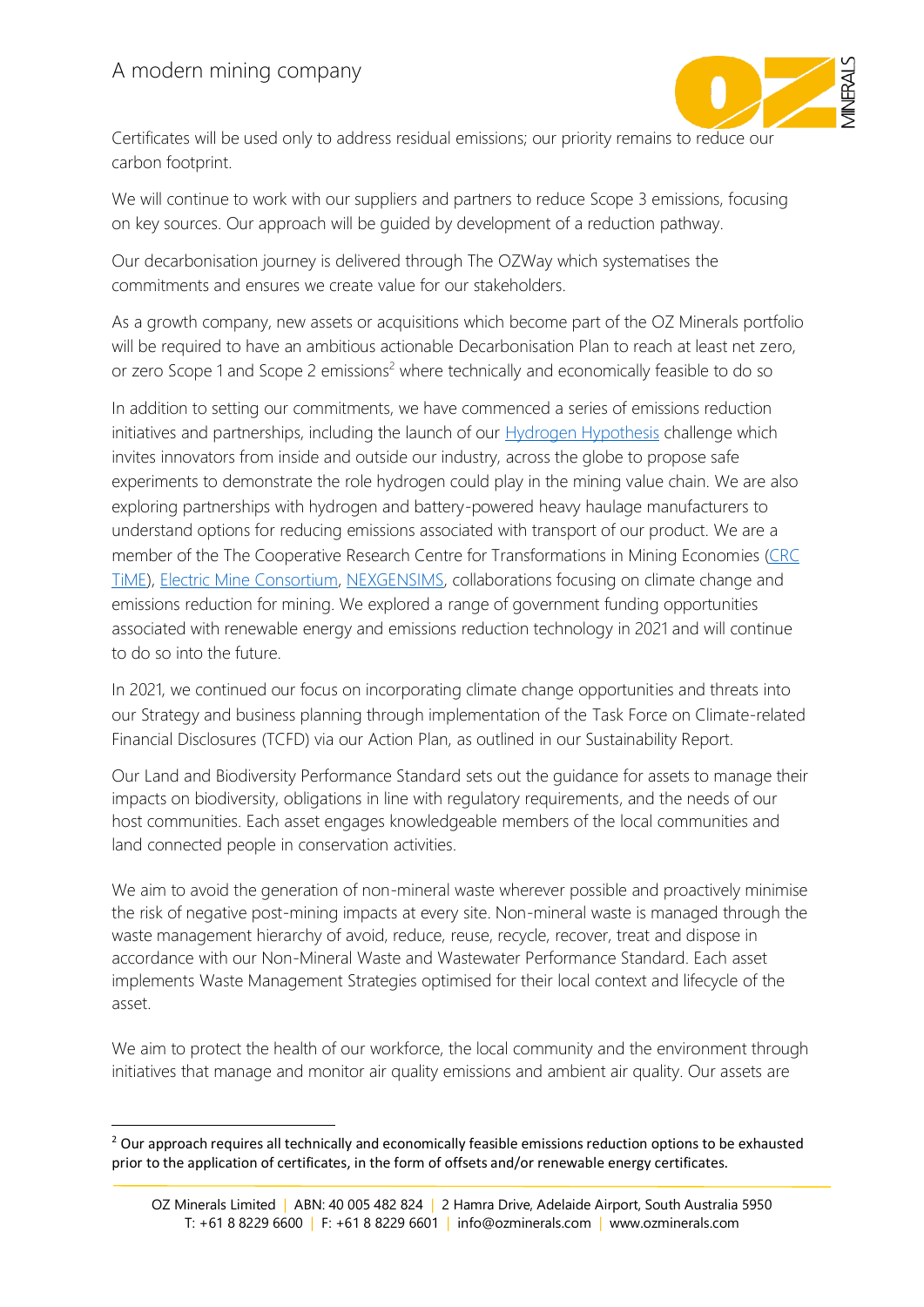Certificates will be used only to address residual emissions; our priority remains to reduce our carbon footprint.

We will continue to work with our suppliers and partners to reduce Scope 3 emissions, focusing on key sources. Our approach will be guided by development of a reduction pathway.

Our decarbonisation journey is delivered through The OZWay which systematises the commitments and ensures we create value for our stakeholders.

As a growth company, new assets or acquisitions which become part of the OZ Minerals portfolio will be required to have an ambitious actionable Decarbonisation Plan to reach at least net zero, or zero Scope 1 and Scope 2 emissions[2] where technically and economically feasible to do so

In addition to setting our commitments, we have commenced a series of emissions reduction initiatives and partnerships, including the launch of our Hydrogen Hypothesis challenge which invites innovators from inside and outside our industry, across the globe to propose safe experiments to demonstrate the role hydrogen could play in the mining value chain. We are also exploring partnerships with hydrogen and battery-powered heavy haulage manufacturers to understand options for reducing emissions associated with transport of our product. We are a member of the The Cooperative Research Centre for Transformations in Mining Economies (CRC TiME), Electric Mine Consortium, NEXGENSIMS, collaborations focusing on climate change and emissions reduction for mining. We explored a range of government funding opportunities associated with renewable energy and emissions reduction technology in 2021 and will continue to do so into the future.

In 2021, we continued our focus on incorporating climate change opportunities and threats into our Strategy and business planning through implementation of the Task Force on Climate-related Financial Disclosures (TCFD) via our Action Plan, as outlined in our Sustainability Report.

Our Land and Biodiversity Performance Standard sets out the guidance for assets to manage their impacts on biodiversity, obligations in line with regulatory requirements, and the needs of our host communities. Each asset engages knowledgeable members of the local communities and land connected people in conservation activities.

We aim to avoid the generation of non-mineral waste wherever possible and proactively minimise the risk of negative post-mining impacts at every site. Non-mineral waste is managed through the waste management hierarchy of avoid, reduce, reuse, recycle, recover, treat and dispose in accordance with our Non-Mineral Waste and Wastewater Performance Standard. Each asset implements Waste Management Strategies optimised for their local context and lifecycle of the asset.

We aim to protect the health of our workforce, the local community and the environment through initiatives that manage and monitor air quality emissions and ambient air quality. Our assets are

[2] Our approach requires all technically and economically feasible emissions reduction options to be exhausted prior to the application of certificates, in the form of offsets and/or renewable energy certificates.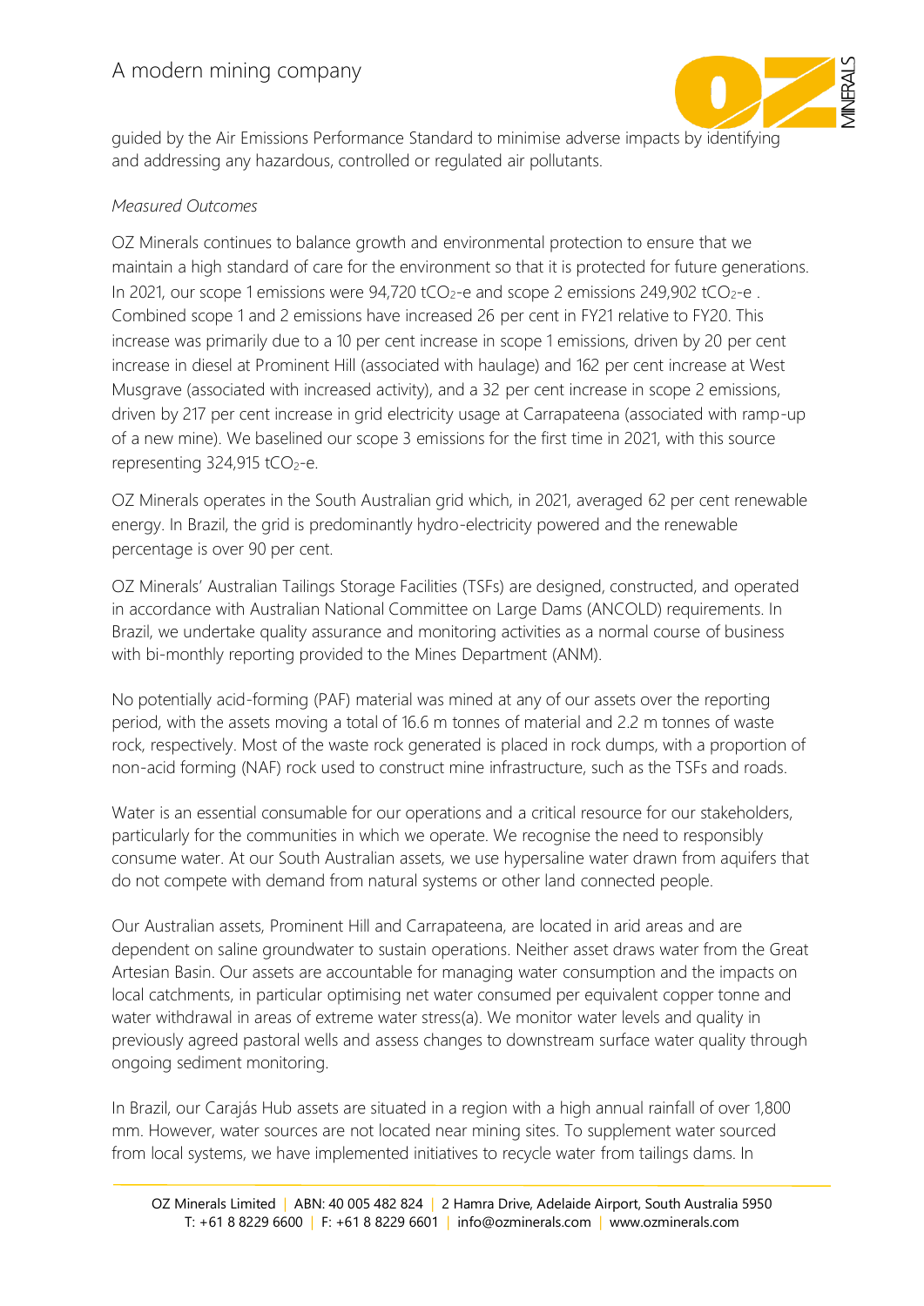guided by the Air Emissions Performance Standard to minimise adverse impacts by identifying and addressing any hazardous, controlled or regulated air pollutants.

*Measured Outcomes*

OZ Minerals continues to balance growth and environmental protection to ensure that we maintain a high standard of care for the environment so that it is protected for future generations. In 2021, our scope 1 emissions were 94,720 $tCO_2$-e and scope 2 emissions 249,902 $tCO_2$-e . Combined scope 1 and 2 emissions have increased 26 per cent in FY21 relative to FY20. This increase was primarily due to a 10 per cent increase in scope 1 emissions, driven by 20 per cent increase in diesel at Prominent Hill (associated with haulage) and 162 per cent increase at West Musgrave (associated with increased activity), and a 32 per cent increase in scope 2 emissions, driven by 217 per cent increase in grid electricity usage at Carrapateena (associated with ramp-up of a new mine). We baselined our scope 3 emissions for the first time in 2021, with this source representing 324,915 $tCO_2$-e.

OZ Minerals operates in the South Australian grid which, in 2021, averaged 62 per cent renewable energy. In Brazil, the grid is predominantly hydro-electricity powered and the renewable percentage is over 90 per cent.

OZ Minerals' Australian Tailings Storage Facilities (TSFs) are designed, constructed, and operated in accordance with Australian National Committee on Large Dams (ANCOLD) requirements. In Brazil, we undertake quality assurance and monitoring activities as a normal course of business with bi-monthly reporting provided to the Mines Department (ANM).

No potentially acid-forming (PAF) material was mined at any of our assets over the reporting period, with the assets moving a total of 16.6 m tonnes of material and 2.2 m tonnes of waste rock, respectively. Most of the waste rock generated is placed in rock dumps, with a proportion of non-acid forming (NAF) rock used to construct mine infrastructure, such as the TSFs and roads.

Water is an essential consumable for our operations and a critical resource for our stakeholders, particularly for the communities in which we operate. We recognise the need to responsibly consume water. At our South Australian assets, we use hypersaline water drawn from aquifers that do not compete with demand from natural systems or other land connected people.

Our Australian assets, Prominent Hill and Carrapateena, are located in arid areas and are dependent on saline groundwater to sustain operations. Neither asset draws water from the Great Artesian Basin. Our assets are accountable for managing water consumption and the impacts on local catchments, in particular optimising net water consumed per equivalent copper tonne and water withdrawal in areas of extreme water stress(a). We monitor water levels and quality in previously agreed pastoral wells and assess changes to downstream surface water quality through ongoing sediment monitoring.

In Brazil, our Carajás Hub assets are situated in a region with a high annual rainfall of over 1,800 mm. However, water sources are not located near mining sites. To supplement water sourced from local systems, we have implemented initiatives to recycle water from tailings dams. In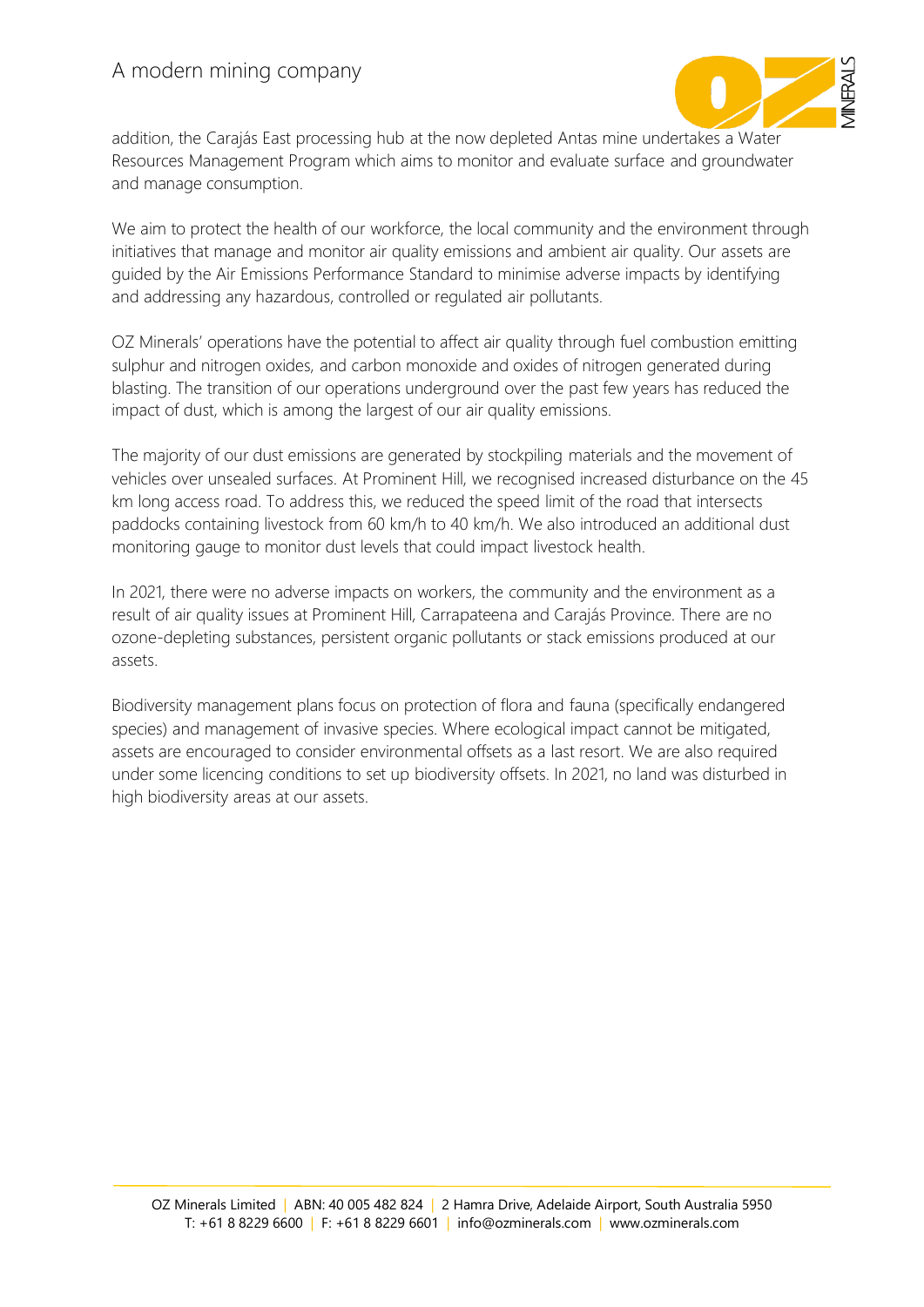addition, the Carajás East processing hub at the now depleted Antas mine undertakes a Water Resources Management Program which aims to monitor and evaluate surface and groundwater and manage consumption.

We aim to protect the health of our workforce, the local community and the environment through initiatives that manage and monitor air quality emissions and ambient air quality. Our assets are guided by the Air Emissions Performance Standard to minimise adverse impacts by identifying and addressing any hazardous, controlled or regulated air pollutants.

OZ Minerals' operations have the potential to affect air quality through fuel combustion emitting sulphur and nitrogen oxides, and carbon monoxide and oxides of nitrogen generated during blasting. The transition of our operations underground over the past few years has reduced the impact of dust, which is among the largest of our air quality emissions.

The majority of our dust emissions are generated by stockpiling materials and the movement of vehicles over unsealed surfaces. At Prominent Hill, we recognised increased disturbance on the 45 km long access road. To address this, we reduced the speed limit of the road that intersects paddocks containing livestock from 60 km/h to 40 km/h. We also introduced an additional dust monitoring gauge to monitor dust levels that could impact livestock health.

In 2021, there were no adverse impacts on workers, the community and the environment as a result of air quality issues at Prominent Hill, Carrapateena and Carajás Province. There are no ozone-depleting substances, persistent organic pollutants or stack emissions produced at our assets.

Biodiversity management plans focus on protection of flora and fauna (specifically endangered species) and management of invasive species. Where ecological impact cannot be mitigated, assets are encouraged to consider environmental offsets as a last resort. We are also required under some licencing conditions to set up biodiversity offsets. In 2021, no land was disturbed in high biodiversity areas at our assets.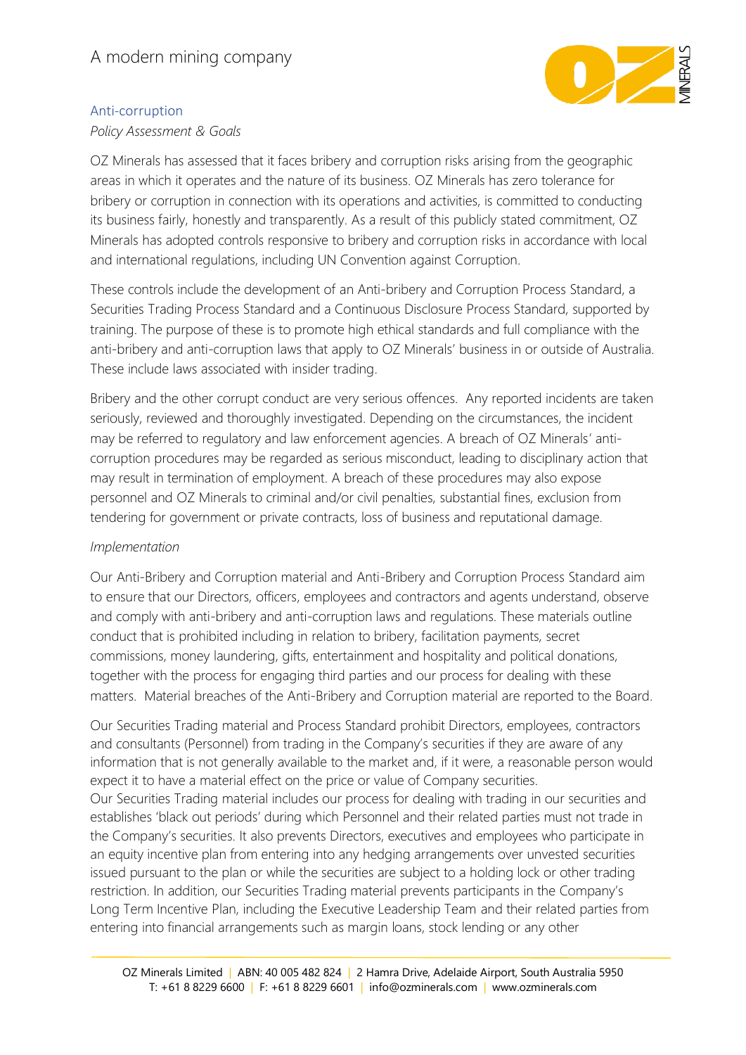## Anti-corruption

*Policy Assessment & Goals*

OZ Minerals has assessed that it faces bribery and corruption risks arising from the geographic areas in which it operates and the nature of its business. OZ Minerals has zero tolerance for bribery or corruption in connection with its operations and activities, is committed to conducting its business fairly, honestly and transparently. As a result of this publicly stated commitment, OZ Minerals has adopted controls responsive to bribery and corruption risks in accordance with local and international regulations, including UN Convention against Corruption.

These controls include the development of an Anti-bribery and Corruption Process Standard, a Securities Trading Process Standard and a Continuous Disclosure Process Standard, supported by training. The purpose of these is to promote high ethical standards and full compliance with the anti-bribery and anti-corruption laws that apply to OZ Minerals' business in or outside of Australia. These include laws associated with insider trading.

Bribery and the other corrupt conduct are very serious offences. Any reported incidents are taken seriously, reviewed and thoroughly investigated. Depending on the circumstances, the incident may be referred to regulatory and law enforcement agencies. A breach of OZ Minerals' anti-corruption procedures may be regarded as serious misconduct, leading to disciplinary action that may result in termination of employment. A breach of these procedures may also expose personnel and OZ Minerals to criminal and/or civil penalties, substantial fines, exclusion from tendering for government or private contracts, loss of business and reputational damage.

*Implementation*

Our Anti-Bribery and Corruption material and Anti-Bribery and Corruption Process Standard aim to ensure that our Directors, officers, employees and contractors and agents understand, observe and comply with anti-bribery and anti-corruption laws and regulations. These materials outline conduct that is prohibited including in relation to bribery, facilitation payments, secret commissions, money laundering, gifts, entertainment and hospitality and political donations, together with the process for engaging third parties and our process for dealing with these matters. Material breaches of the Anti-Bribery and Corruption material are reported to the Board.

Our Securities Trading material and Process Standard prohibit Directors, employees, contractors and consultants (Personnel) from trading in the Company's securities if they are aware of any information that is not generally available to the market and, if it were, a reasonable person would expect it to have a material effect on the price or value of Company securities.

Our Securities Trading material includes our process for dealing with trading in our securities and establishes 'black out periods' during which Personnel and their related parties must not trade in the Company's securities. It also prevents Directors, executives and employees who participate in an equity incentive plan from entering into any hedging arrangements over unvested securities issued pursuant to the plan or while the securities are subject to a holding lock or other trading restriction. In addition, our Securities Trading material prevents participants in the Company's Long Term Incentive Plan, including the Executive Leadership Team and their related parties from entering into financial arrangements such as margin loans, stock lending or any other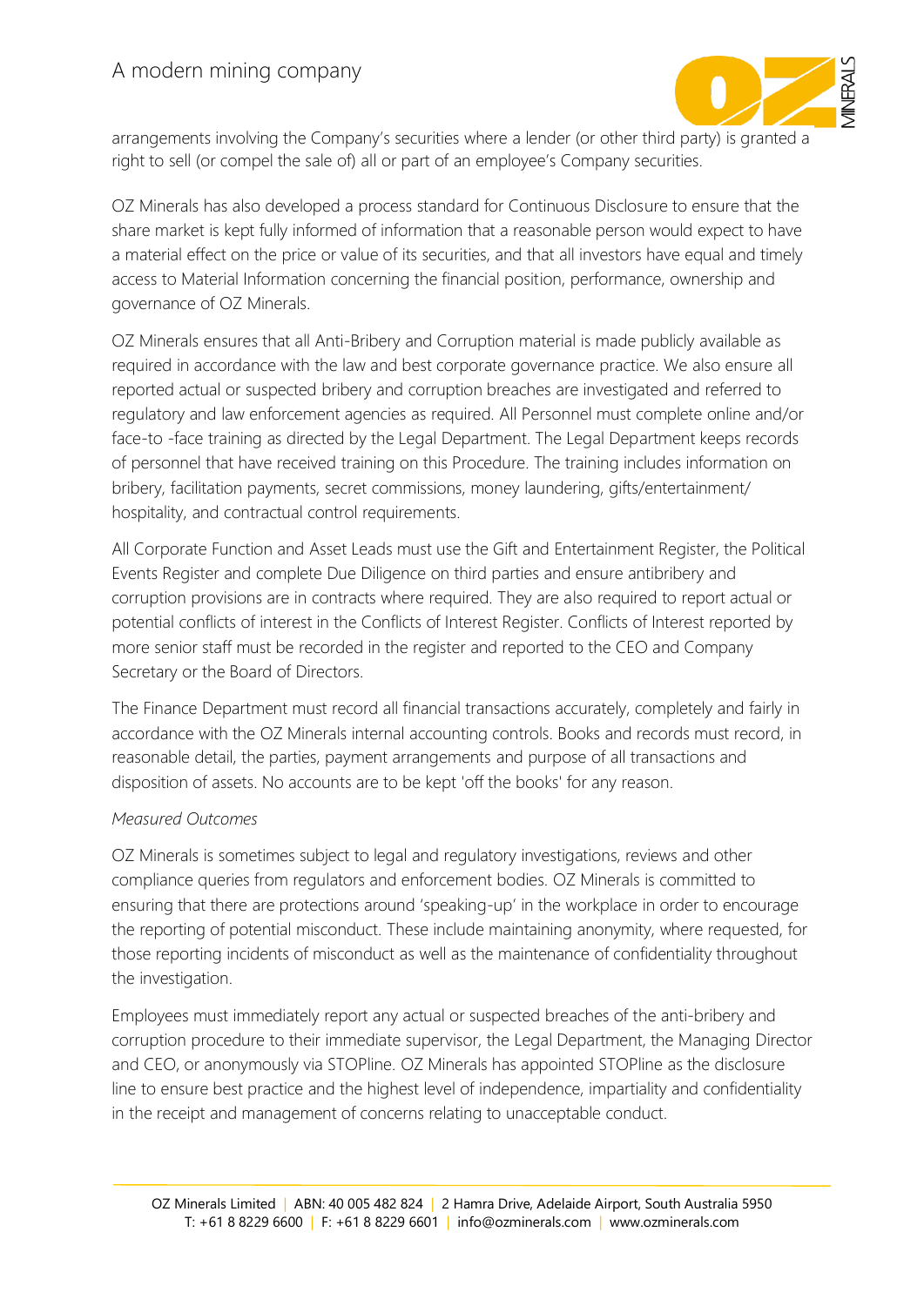arrangements involving the Company's securities where a lender (or other third party) is granted a right to sell (or compel the sale of) all or part of an employee's Company securities.

OZ Minerals has also developed a process standard for Continuous Disclosure to ensure that the share market is kept fully informed of information that a reasonable person would expect to have a material effect on the price or value of its securities, and that all investors have equal and timely access to Material Information concerning the financial position, performance, ownership and governance of OZ Minerals.

OZ Minerals ensures that all Anti-Bribery and Corruption material is made publicly available as required in accordance with the law and best corporate governance practice. We also ensure all reported actual or suspected bribery and corruption breaches are investigated and referred to regulatory and law enforcement agencies as required. All Personnel must complete online and/or face-to -face training as directed by the Legal Department. The Legal Department keeps records of personnel that have received training on this Procedure. The training includes information on bribery, facilitation payments, secret commissions, money laundering, gifts/entertainment/ hospitality, and contractual control requirements.

All Corporate Function and Asset Leads must use the Gift and Entertainment Register, the Political Events Register and complete Due Diligence on third parties and ensure antibribery and corruption provisions are in contracts where required. They are also required to report actual or potential conflicts of interest in the Conflicts of Interest Register. Conflicts of Interest reported by more senior staff must be recorded in the register and reported to the CEO and Company Secretary or the Board of Directors.

The Finance Department must record all financial transactions accurately, completely and fairly in accordance with the OZ Minerals internal accounting controls. Books and records must record, in reasonable detail, the parties, payment arrangements and purpose of all transactions and disposition of assets. No accounts are to be kept 'off the books' for any reason.

*Measured Outcomes*

OZ Minerals is sometimes subject to legal and regulatory investigations, reviews and other compliance queries from regulators and enforcement bodies. OZ Minerals is committed to ensuring that there are protections around 'speaking-up' in the workplace in order to encourage the reporting of potential misconduct. These include maintaining anonymity, where requested, for those reporting incidents of misconduct as well as the maintenance of confidentiality throughout the investigation.

Employees must immediately report any actual or suspected breaches of the anti-bribery and corruption procedure to their immediate supervisor, the Legal Department, the Managing Director and CEO, or anonymously via STOPline. OZ Minerals has appointed STOPline as the disclosure line to ensure best practice and the highest level of independence, impartiality and confidentiality in the receipt and management of concerns relating to unacceptable conduct.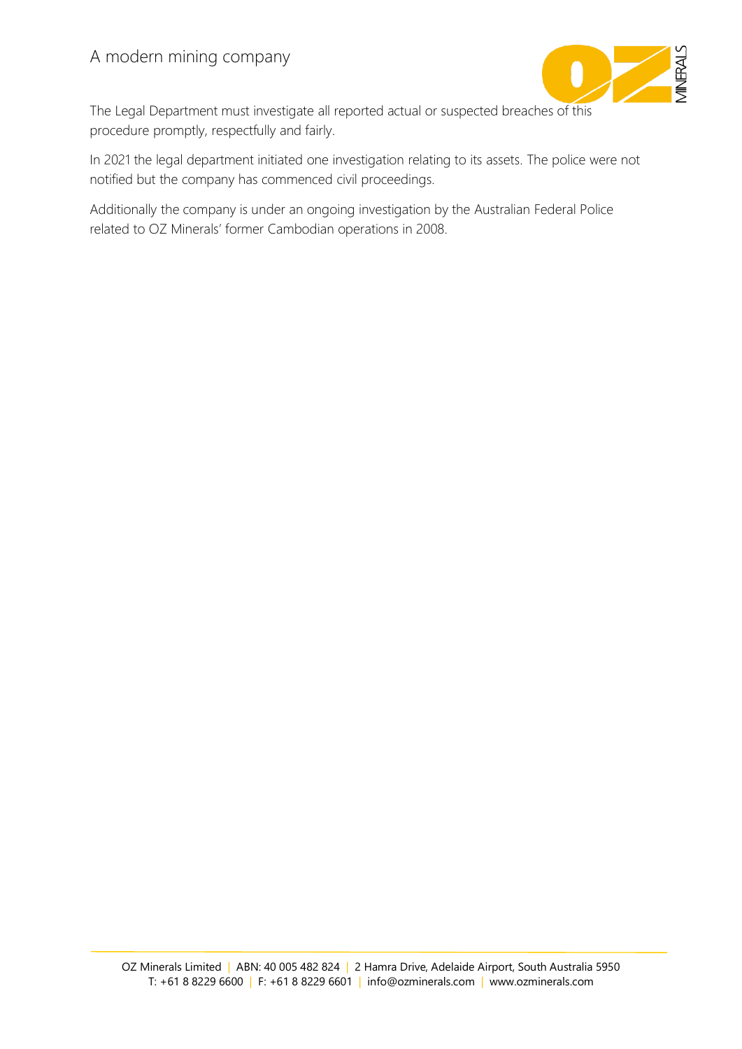The Legal Department must investigate all reported actual or suspected breaches of this procedure promptly, respectfully and fairly.

In 2021 the legal department initiated one investigation relating to its assets. The police were not notified but the company has commenced civil proceedings.

Additionally the company is under an ongoing investigation by the Australian Federal Police related to OZ Minerals' former Cambodian operations in 2008.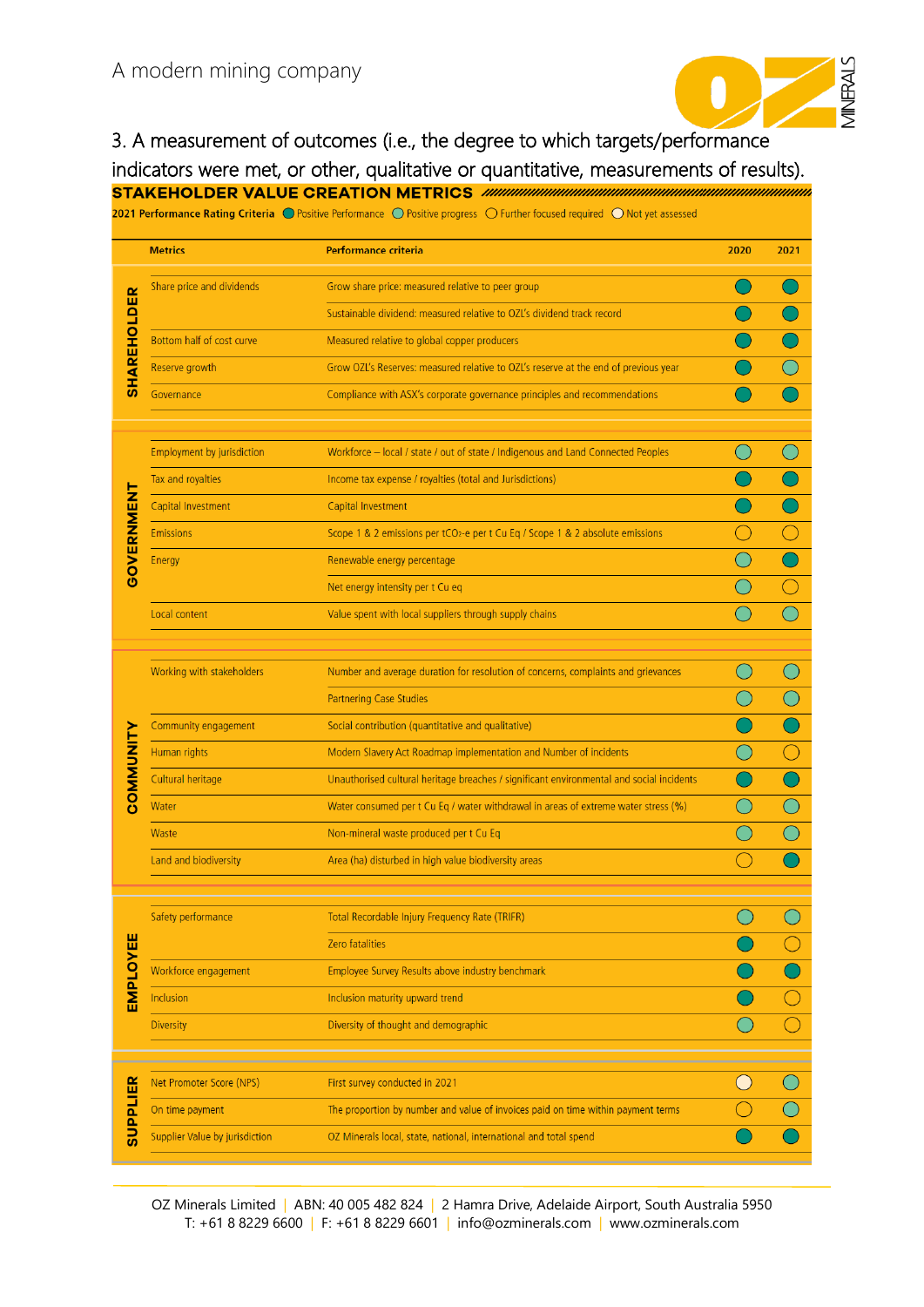3. A measurement of outcomes (i.e., the degree to which targets/performance indicators were met, or other, qualitative or quantitative, measurements of results).

## STAKEHOLDER VALUE CREATION METRICS

**2021 Performance Rating Criteria:** ● Positive Performance | ◐ Positive progress | ○ Further focused required | ◌ Not yet assessed

| Stakeholder | Metrics | Performance criteria | 2020 | 2021 |
|---|---|---|---|---|
| SHAREHOLDER | Share price and dividends | Grow share price: measured relative to peer group | Positive Performance | Positive Performance |
| | | Sustainable dividend: measured relative to OZL's dividend track record | Positive Performance | Positive Performance |
| | Bottom half of cost curve | Measured relative to global copper producers | Positive Performance | Positive Performance |
| | Reserve growth | Grow OZL's Reserves: measured relative to OZL's reserve at the end of previous year | Positive Performance | Positive progress |
| | Governance | Compliance with ASX's corporate governance principles and recommendations | Positive Performance | Positive Performance |
| GOVERNMENT | Employment by jurisdiction | Workforce – local / state / out of state / Indigenous and Land Connected Peoples | Positive progress | Positive progress |
| | Tax and royalties | Income tax expense / royalties (total and Jurisdictions) | Positive Performance | Positive Performance |
| | Capital Investment | Capital Investment | Positive Performance | Positive Performance |
| | Emissions | Scope 1 & 2 emissions per $tCO_2$-e per t Cu Eq / Scope 1 & 2 absolute emissions | Further focused required | Further focused required |
| | Energy | Renewable energy percentage | Positive progress | Positive Performance |
| | | Net energy intensity per t Cu eq | Positive progress | Further focused required |
| | Local content | Value spent with local suppliers through supply chains | Positive progress | Positive progress |
| COMMUNITY | Working with stakeholders | Number and average duration for resolution of concerns, complaints and grievances | Positive progress | Positive progress |
| | | Partnering Case Studies | Positive progress | Positive progress |
| | Community engagement | Social contribution (quantitative and qualitative) | Positive Performance | Positive Performance |
| | Human rights | Modern Slavery Act Roadmap implementation and Number of incidents | Positive progress | Further focused required |
| | Cultural heritage | Unauthorised cultural heritage breaches / significant environmental and social incidents | Positive Performance | Positive Performance |
| | Water | Water consumed per t Cu Eq / water withdrawal in areas of extreme water stress (%) | Positive progress | Positive progress |
| | Waste | Non-mineral waste produced per t Cu Eq | Positive progress | Positive progress |
| | Land and biodiversity | Area (ha) disturbed in high value biodiversity areas | Further focused required | Positive Performance |
| EMPLOYEE | Safety performance | Total Recordable Injury Frequency Rate (TRIFR) | Positive progress | Positive progress |
| | | Zero fatalities | Positive Performance | Further focused required |
| | Workforce engagement | Employee Survey Results above industry benchmark | Positive Performance | Positive Performance |
| | Inclusion | Inclusion maturity upward trend | Positive Performance | Further focused required |
| | Diversity | Diversity of thought and demographic | Positive progress | Further focused required |
| SUPPLIER | Net Promoter Score (NPS) | First survey conducted in 2021 | Not yet assessed | Positive progress |
| | On time payment | The proportion by number and value of invoices paid on time within payment terms | Further focused required | Positive progress |
| | Supplier Value by jurisdiction | OZ Minerals local, state, national, international and total spend | Positive Performance | Positive Performance |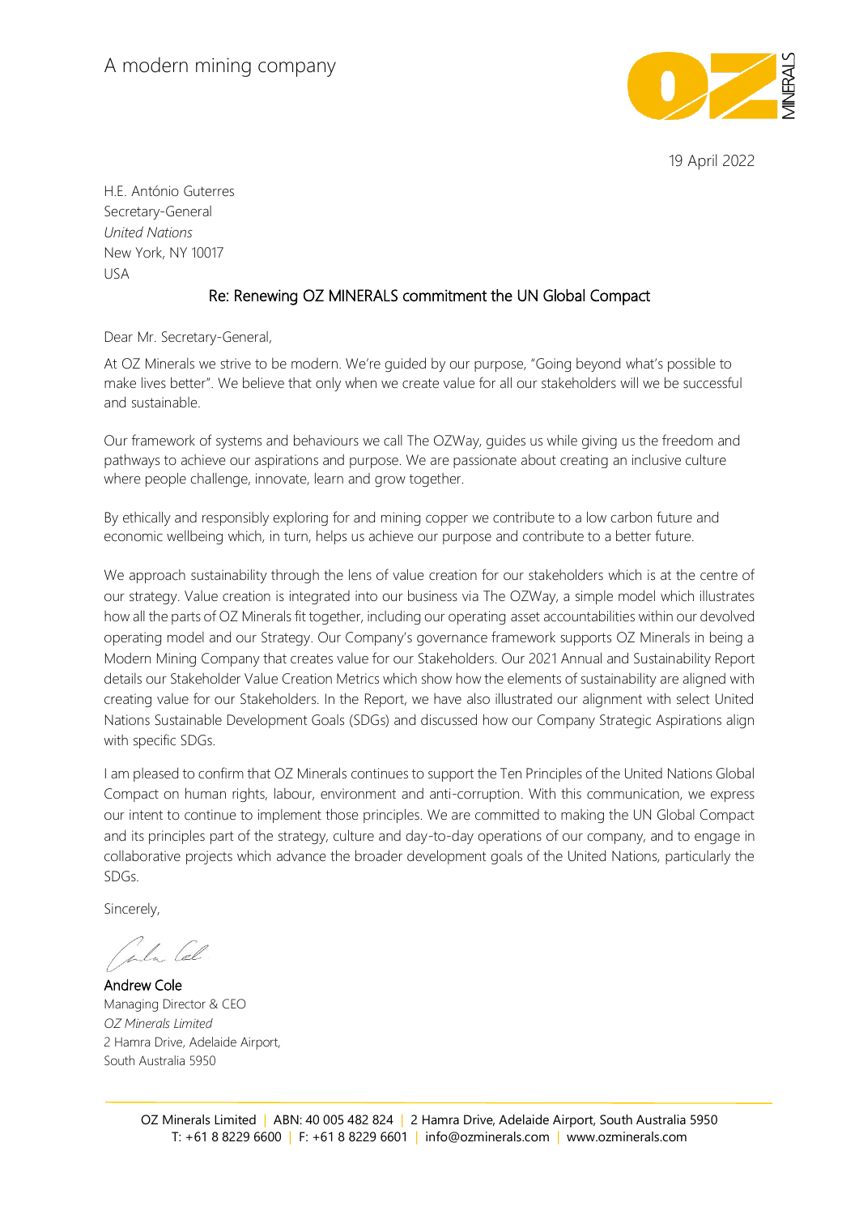A modern mining company

19 April 2022

H.E. António Guterres
Secretary-General
*United Nations*
New York, NY 10017
USA

Re: Renewing OZ MINERALS commitment the UN Global Compact

Dear Mr. Secretary-General,

At OZ Minerals we strive to be modern. We're guided by our purpose, "Going beyond what's possible to make lives better". We believe that only when we create value for all our stakeholders will we be successful and sustainable.

Our framework of systems and behaviours we call The OZWay, guides us while giving us the freedom and pathways to achieve our aspirations and purpose. We are passionate about creating an inclusive culture where people challenge, innovate, learn and grow together.

By ethically and responsibly exploring for and mining copper we contribute to a low carbon future and economic wellbeing which, in turn, helps us achieve our purpose and contribute to a better future.

We approach sustainability through the lens of value creation for our stakeholders which is at the centre of our strategy. Value creation is integrated into our business via The OZWay, a simple model which illustrates how all the parts of OZ Minerals fit together, including our operating asset accountabilities within our devolved operating model and our Strategy. Our Company's governance framework supports OZ Minerals in being a Modern Mining Company that creates value for our Stakeholders. Our 2021 Annual and Sustainability Report details our Stakeholder Value Creation Metrics which show how the elements of sustainability are aligned with creating value for our Stakeholders. In the Report, we have also illustrated our alignment with select United Nations Sustainable Development Goals (SDGs) and discussed how our Company Strategic Aspirations align with specific SDGs.

I am pleased to confirm that OZ Minerals continues to support the Ten Principles of the United Nations Global Compact on human rights, labour, environment and anti-corruption. With this communication, we express our intent to continue to implement those principles. We are committed to making the UN Global Compact and its principles part of the strategy, culture and day-to-day operations of our company, and to engage in collaborative projects which advance the broader development goals of the United Nations, particularly the SDGs.

Sincerely,

Andrew Cole
Managing Director & CEO
*OZ Minerals Limited*
2 Hamra Drive, Adelaide Airport,
South Australia 5950

OZ Minerals Limited | ABN: 40 005 482 824 | 2 Hamra Drive, Adelaide Airport, South Australia 5950
T: +61 8 8229 6600 | F: +61 8 8229 6601 | info@ozminerals.com | www.ozminerals.com